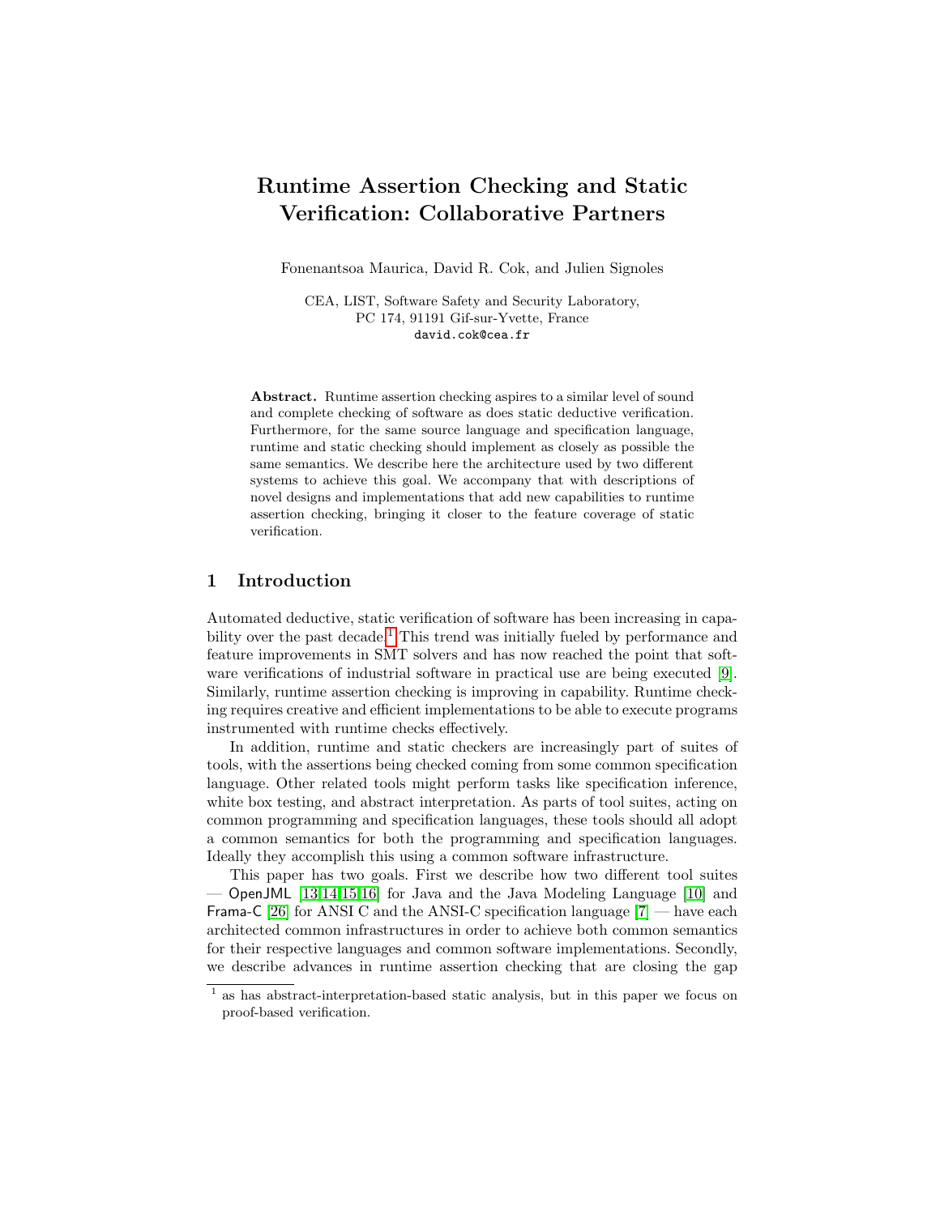# Runtime Assertion Checking and Static Verification: Collaborative Partners

Fonenantsoa Maurica, David R. Cok, and Julien Signoles

CEA, LIST, Software Safety and Security Laboratory,
PC 174, 91191 Gif-sur-Yvette, France
david.cok@cea.fr

**Abstract.** Runtime assertion checking aspires to a similar level of sound and complete checking of software as does static deductive verification. Furthermore, for the same source language and specification language, runtime and static checking should implement as closely as possible the same semantics. We describe here the architecture used by two different systems to achieve this goal. We accompany that with descriptions of novel designs and implementations that add new capabilities to runtime assertion checking, bringing it closer to the feature coverage of static verification.

## 1 Introduction

Automated deductive, static verification of software has been increasing in capability over the past decade.[1] This trend was initially fueled by performance and feature improvements in SMT solvers and has now reached the point that software verifications of industrial software in practical use are being executed [9]. Similarly, runtime assertion checking is improving in capability. Runtime checking requires creative and efficient implementations to be able to execute programs instrumented with runtime checks effectively.

In addition, runtime and static checkers are increasingly part of suites of tools, with the assertions being checked coming from some common specification language. Other related tools might perform tasks like specification inference, white box testing, and abstract interpretation. As parts of tool suites, acting on common programming and specification languages, these tools should all adopt a common semantics for both the programming and specification languages. Ideally they accomplish this using a common software infrastructure.

This paper has two goals. First we describe how two different tool suites — OpenJML [13,14,15,16] for Java and the Java Modeling Language [10] and Frama-C [26] for ANSI C and the ANSI-C specification language [7] — have each architected common infrastructures in order to achieve both common semantics for their respective languages and common software implementations. Secondly, we describe advances in runtime assertion checking that are closing the gap

[1] as has abstract-interpretation-based static analysis, but in this paper we focus on proof-based verification.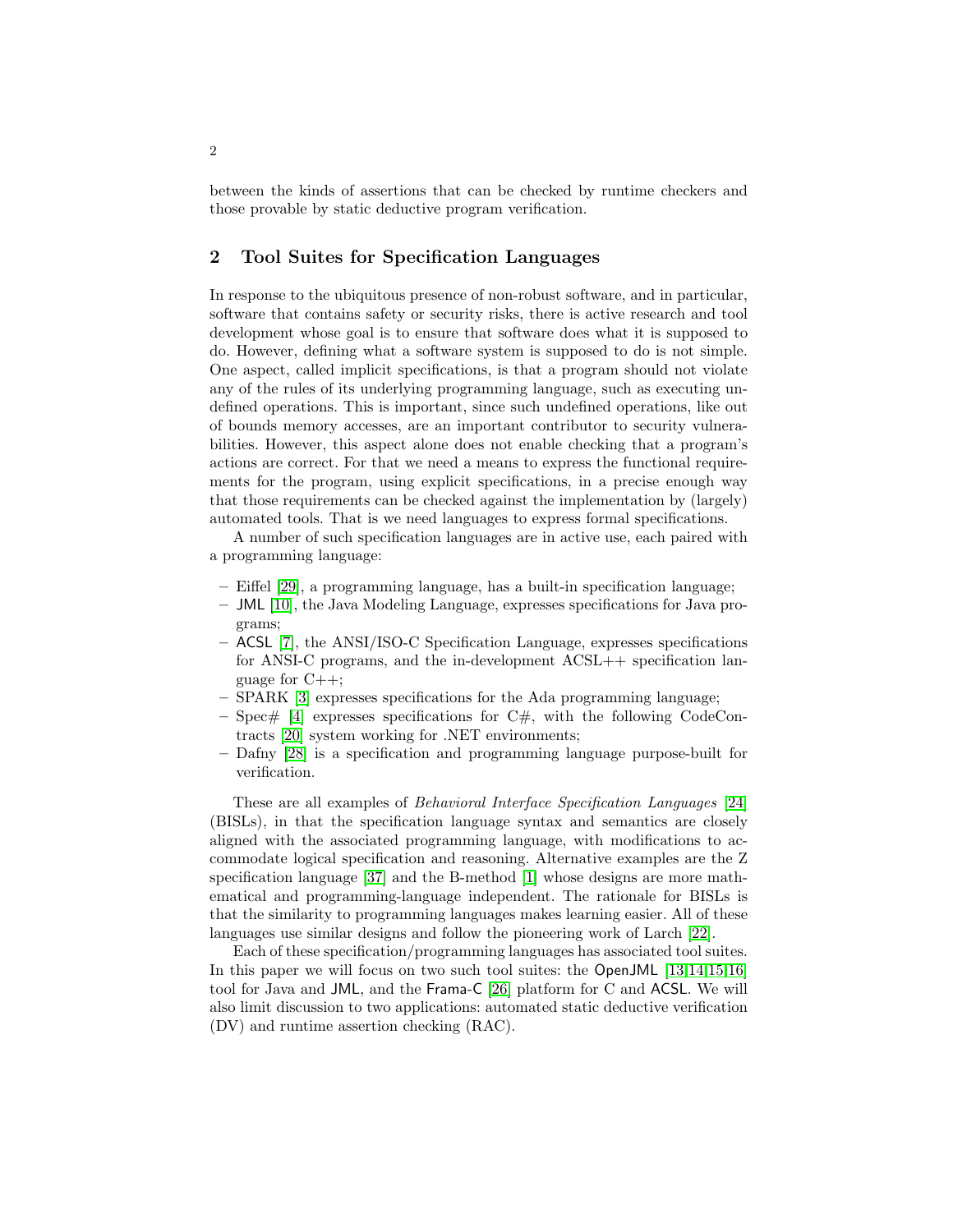between the kinds of assertions that can be checked by runtime checkers and those provable by static deductive program verification.

## 2 Tool Suites for Specification Languages

In response to the ubiquitous presence of non-robust software, and in particular, software that contains safety or security risks, there is active research and tool development whose goal is to ensure that software does what it is supposed to do. However, defining what a software system is supposed to do is not simple. One aspect, called implicit specifications, is that a program should not violate any of the rules of its underlying programming language, such as executing undefined operations. This is important, since such undefined operations, like out of bounds memory accesses, are an important contributor to security vulnerabilities. However, this aspect alone does not enable checking that a program's actions are correct. For that we need a means to express the functional requirements for the program, using explicit specifications, in a precise enough way that those requirements can be checked against the implementation by (largely) automated tools. That is we need languages to express formal specifications.

A number of such specification languages are in active use, each paired with a programming language:

- Eiffel [29], a programming language, has a built-in specification language;
- JML [10], the Java Modeling Language, expresses specifications for Java programs;
- ACSL [7], the ANSI/ISO-C Specification Language, expresses specifications for ANSI-C programs, and the in-development ACSL++ specification language for C++;
- SPARK [3] expresses specifications for the Ada programming language;
- Spec# [4] expresses specifications for C#, with the following CodeContracts [20] system working for .NET environments;
- Dafny [28] is a specification and programming language purpose-built for verification.

These are all examples of *Behavioral Interface Specification Languages* [24] (BISLs), in that the specification language syntax and semantics are closely aligned with the associated programming language, with modifications to accommodate logical specification and reasoning. Alternative examples are the Z specification language [37] and the B-method [1] whose designs are more mathematical and programming-language independent. The rationale for BISLs is that the similarity to programming languages makes learning easier. All of these languages use similar designs and follow the pioneering work of Larch [22].

Each of these specification/programming languages has associated tool suites. In this paper we will focus on two such tool suites: the OpenJML [13,14,15,16] tool for Java and JML, and the Frama-C [26] platform for C and ACSL. We will also limit discussion to two applications: automated static deductive verification (DV) and runtime assertion checking (RAC).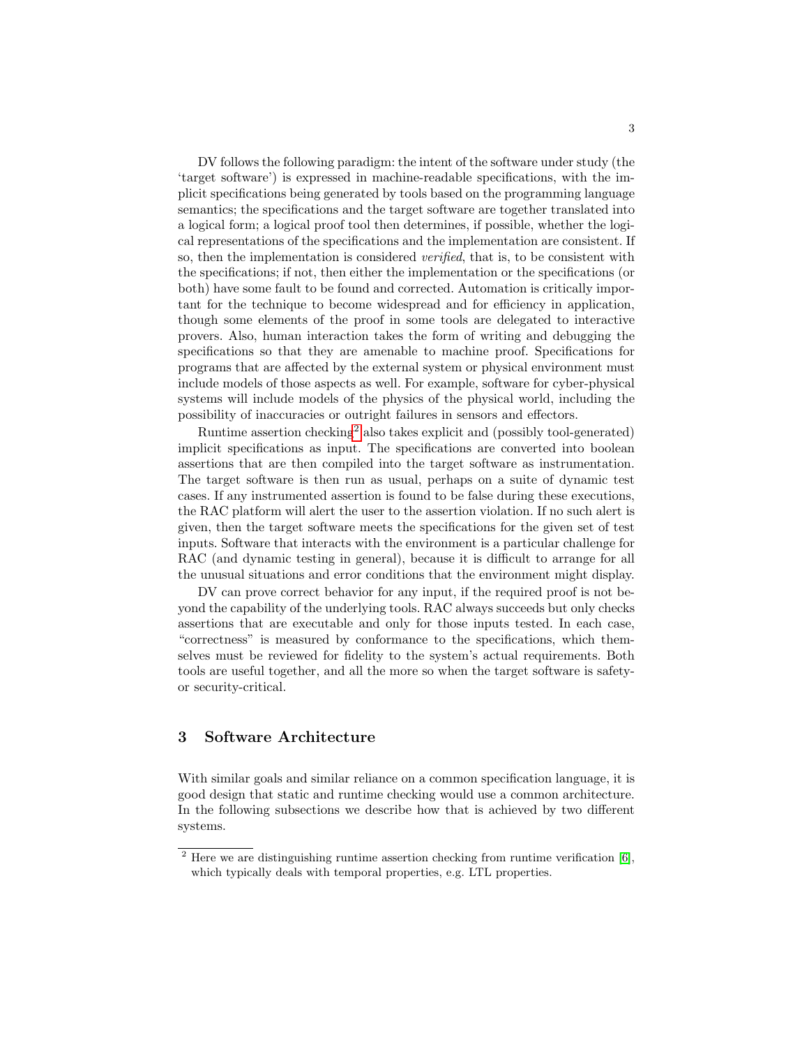DV follows the following paradigm: the intent of the software under study (the 'target software') is expressed in machine-readable specifications, with the implicit specifications being generated by tools based on the programming language semantics; the specifications and the target software are together translated into a logical form; a logical proof tool then determines, if possible, whether the logical representations of the specifications and the implementation are consistent. If so, then the implementation is considered *verified*, that is, to be consistent with the specifications; if not, then either the implementation or the specifications (or both) have some fault to be found and corrected. Automation is critically important for the technique to become widespread and for efficiency in application, though some elements of the proof in some tools are delegated to interactive provers. Also, human interaction takes the form of writing and debugging the specifications so that they are amenable to machine proof. Specifications for programs that are affected by the external system or physical environment must include models of those aspects as well. For example, software for cyber-physical systems will include models of the physics of the physical world, including the possibility of inaccuracies or outright failures in sensors and effectors.

Runtime assertion checking[2] also takes explicit and (possibly tool-generated) implicit specifications as input. The specifications are converted into boolean assertions that are then compiled into the target software as instrumentation. The target software is then run as usual, perhaps on a suite of dynamic test cases. If any instrumented assertion is found to be false during these executions, the RAC platform will alert the user to the assertion violation. If no such alert is given, then the target software meets the specifications for the given set of test inputs. Software that interacts with the environment is a particular challenge for RAC (and dynamic testing in general), because it is difficult to arrange for all the unusual situations and error conditions that the environment might display.

DV can prove correct behavior for any input, if the required proof is not beyond the capability of the underlying tools. RAC always succeeds but only checks assertions that are executable and only for those inputs tested. In each case, "correctness" is measured by conformance to the specifications, which themselves must be reviewed for fidelity to the system's actual requirements. Both tools are useful together, and all the more so when the target software is safety- or security-critical.

## 3 Software Architecture

With similar goals and similar reliance on a common specification language, it is good design that static and runtime checking would use a common architecture. In the following subsections we describe how that is achieved by two different systems.

[2] Here we are distinguishing runtime assertion checking from runtime verification [6], which typically deals with temporal properties, e.g. LTL properties.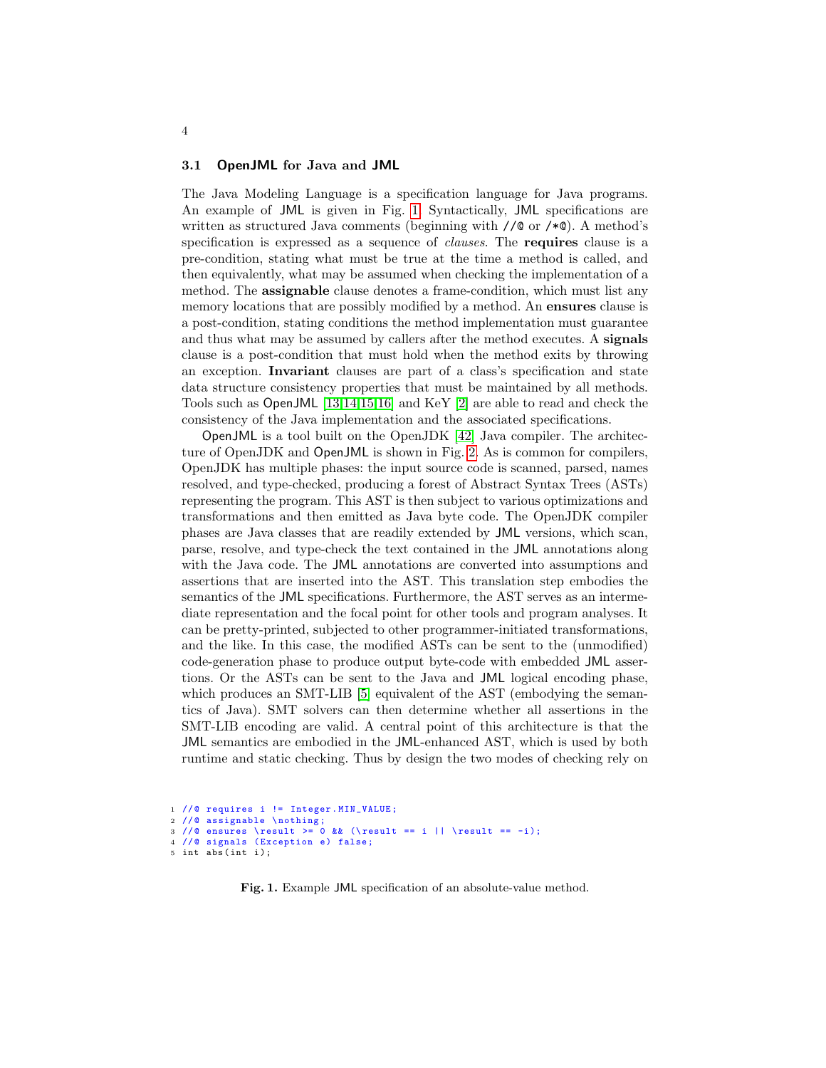### 3.1 OpenJML for Java and JML

The Java Modeling Language is a specification language for Java programs. An example of JML is given in Fig. 1. Syntactically, JML specifications are written as structured Java comments (beginning with //@ or /*@). A method's specification is expressed as a sequence of *clauses*. The **requires** clause is a pre-condition, stating what must be true at the time a method is called, and then equivalently, what may be assumed when checking the implementation of a method. The **assignable** clause denotes a frame-condition, which must list any memory locations that are possibly modified by a method. An **ensures** clause is a post-condition, stating conditions the method implementation must guarantee and thus what may be assumed by callers after the method executes. A **signals** clause is a post-condition that must hold when the method exits by throwing an exception. **Invariant** clauses are part of a class's specification and state data structure consistency properties that must be maintained by all methods. Tools such as OpenJML [13,14,15,16] and KeY [2] are able to read and check the consistency of the Java implementation and the associated specifications.

OpenJML is a tool built on the OpenJDK [42] Java compiler. The architecture of OpenJDK and OpenJML is shown in Fig. 2. As is common for compilers, OpenJDK has multiple phases: the input source code is scanned, parsed, names resolved, and type-checked, producing a forest of Abstract Syntax Trees (ASTs) representing the program. This AST is then subject to various optimizations and transformations and then emitted as Java byte code. The OpenJDK compiler phases are Java classes that are readily extended by JML versions, which scan, parse, resolve, and type-check the text contained in the JML annotations along with the Java code. The JML annotations are converted into assumptions and assertions that are inserted into the AST. This translation step embodies the semantics of the JML specifications. Furthermore, the AST serves as an intermediate representation and the focal point for other tools and program analyses. It can be pretty-printed, subjected to other programmer-initiated transformations, and the like. In this case, the modified ASTs can be sent to the (unmodified) code-generation phase to produce output byte-code with embedded JML assertions. Or the ASTs can be sent to the Java and JML logical encoding phase, which produces an SMT-LIB [5] equivalent of the AST (embodying the semantics of Java). SMT solvers can then determine whether all assertions in the SMT-LIB encoding are valid. A central point of this architecture is that the JML semantics are embodied in the JML-enhanced AST, which is used by both runtime and static checking. Thus by design the two modes of checking rely on

```
//@ requires i != Integer.MIN_VALUE;
//@ assignable \nothing;
//@ ensures \result >= 0 && (\result == i || \result == -i);
//@ signals (Exception e) false;
int abs(int i);
```

**Fig. 1.** Example JML specification of an absolute-value method.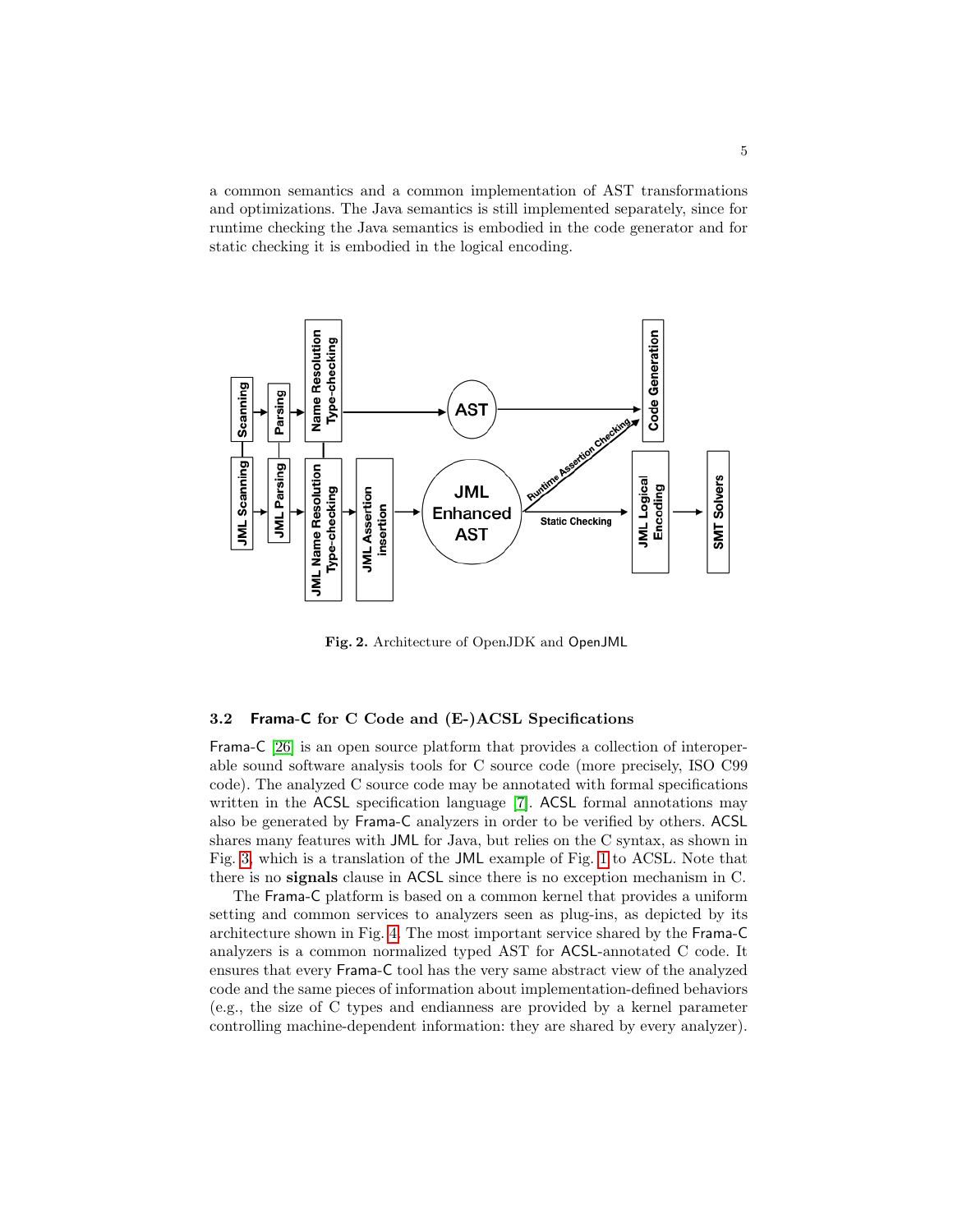a common semantics and a common implementation of AST transformations and optimizations. The Java semantics is still implemented separately, since for runtime checking the Java semantics is embodied in the code generator and for static checking it is embodied in the logical encoding.

**Fig. 2.** Architecture of OpenJDK and OpenJML

### 3.2 Frama-C for C Code and (E-)ACSL Specifications

Frama-C [26] is an open source platform that provides a collection of interoperable sound software analysis tools for C source code (more precisely, ISO C99 code). The analyzed C source code may be annotated with formal specifications written in the ACSL specification language [7]. ACSL formal annotations may also be generated by Frama-C analyzers in order to be verified by others. ACSL shares many features with JML for Java, but relies on the C syntax, as shown in Fig. 3, which is a translation of the JML example of Fig. 1 to ACSL. Note that there is no **signals** clause in ACSL since there is no exception mechanism in C.

The Frama-C platform is based on a common kernel that provides a uniform setting and common services to analyzers seen as plug-ins, as depicted by its architecture shown in Fig. 4. The most important service shared by the Frama-C analyzers is a common normalized typed AST for ACSL-annotated C code. It ensures that every Frama-C tool has the very same abstract view of the analyzed code and the same pieces of information about implementation-defined behaviors (e.g., the size of C types and endianness are provided by a kernel parameter controlling machine-dependent information: they are shared by every analyzer).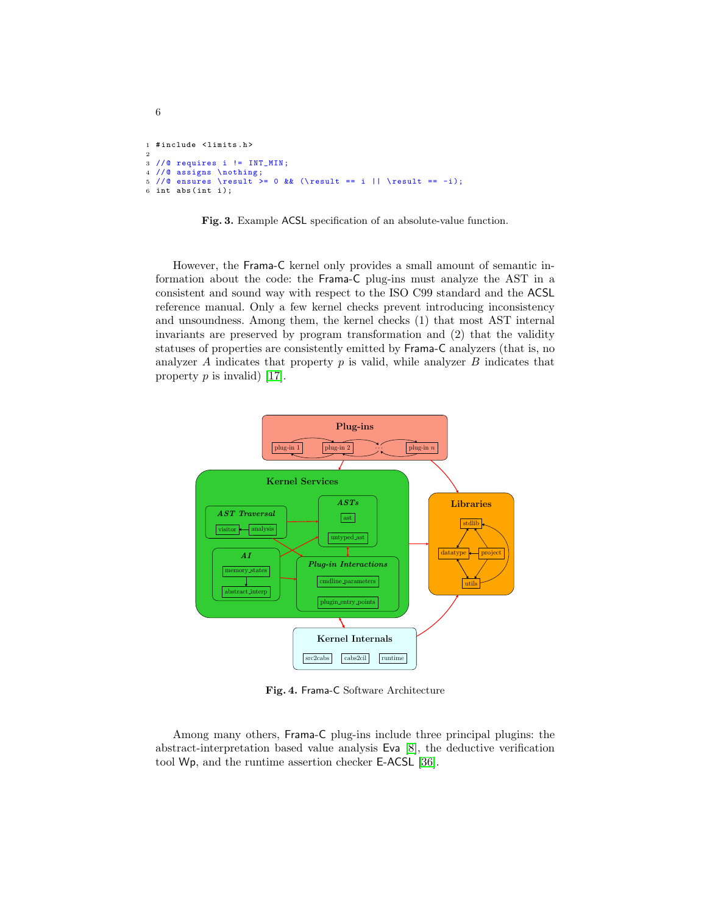```c
#include <limits.h>

//@ requires i != INT_MIN;
//@ assigns \nothing;
//@ ensures \result >= 0 && (\result == i || \result == -i);
int abs(int i);
```

**Fig. 3.** Example ACSL specification of an absolute-value function.

However, the Frama-C kernel only provides a small amount of semantic information about the code: the Frama-C plug-ins must analyze the AST in a consistent and sound way with respect to the ISO C99 standard and the ACSL reference manual. Only a few kernel checks prevent introducing inconsistency and unsoundness. Among them, the kernel checks (1) that most AST internal invariants are preserved by program transformation and (2) that the validity statuses of properties are consistently emitted by Frama-C analyzers (that is, no analyzer $A$ indicates that property $p$ is valid, while analyzer $B$ indicates that property $p$ is invalid) [17].

**Fig. 4.** Frama-C Software Architecture

Among many others, Frama-C plug-ins include three principal plugins: the abstract-interpretation based value analysis Eva [8], the deductive verification tool Wp, and the runtime assertion checker E-ACSL [36].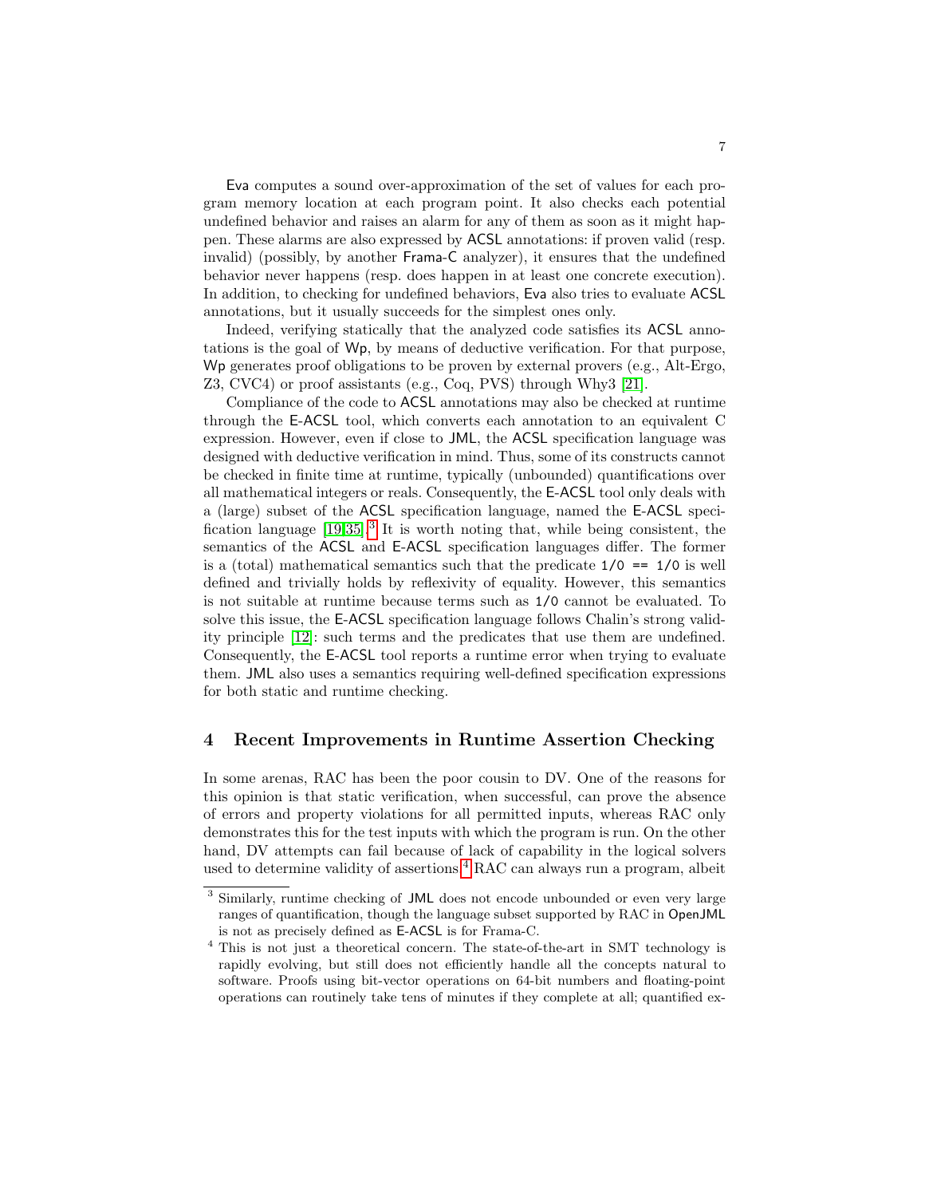Eva computes a sound over-approximation of the set of values for each program memory location at each program point. It also checks each potential undefined behavior and raises an alarm for any of them as soon as it might happen. These alarms are also expressed by ACSL annotations: if proven valid (resp. invalid) (possibly, by another Frama-C analyzer), it ensures that the undefined behavior never happens (resp. does happen in at least one concrete execution). In addition, to checking for undefined behaviors, Eva also tries to evaluate ACSL annotations, but it usually succeeds for the simplest ones only.

Indeed, verifying statically that the analyzed code satisfies its ACSL annotations is the goal of Wp, by means of deductive verification. For that purpose, Wp generates proof obligations to be proven by external provers (e.g., Alt-Ergo, Z3, CVC4) or proof assistants (e.g., Coq, PVS) through Why3 [21].

Compliance of the code to ACSL annotations may also be checked at runtime through the E-ACSL tool, which converts each annotation to an equivalent C expression. However, even if close to JML, the ACSL specification language was designed with deductive verification in mind. Thus, some of its constructs cannot be checked in finite time at runtime, typically (unbounded) quantifications over all mathematical integers or reals. Consequently, the E-ACSL tool only deals with a (large) subset of the ACSL specification language, named the E-ACSL specification language [19,35].[3] It is worth noting that, while being consistent, the semantics of the ACSL and E-ACSL specification languages differ. The former is a (total) mathematical semantics such that the predicate `1/0 == 1/0` is well defined and trivially holds by reflexivity of equality. However, this semantics is not suitable at runtime because terms such as `1/0` cannot be evaluated. To solve this issue, the E-ACSL specification language follows Chalin's strong validity principle [12]: such terms and the predicates that use them are undefined. Consequently, the E-ACSL tool reports a runtime error when trying to evaluate them. JML also uses a semantics requiring well-defined specification expressions for both static and runtime checking.

## 4 Recent Improvements in Runtime Assertion Checking

In some arenas, RAC has been the poor cousin to DV. One of the reasons for this opinion is that static verification, when successful, can prove the absence of errors and property violations for all permitted inputs, whereas RAC only demonstrates this for the test inputs with which the program is run. On the other hand, DV attempts can fail because of lack of capability in the logical solvers used to determine validity of assertions.[4] RAC can always run a program, albeit

[3] Similarly, runtime checking of JML does not encode unbounded or even very large ranges of quantification, though the language subset supported by RAC in OpenJML is not as precisely defined as E-ACSL is for Frama-C.

[4] This is not just a theoretical concern. The state-of-the-art in SMT technology is rapidly evolving, but still does not efficiently handle all the concepts natural to software. Proofs using bit-vector operations on 64-bit numbers and floating-point operations can routinely take tens of minutes if they complete at all; quantified ex-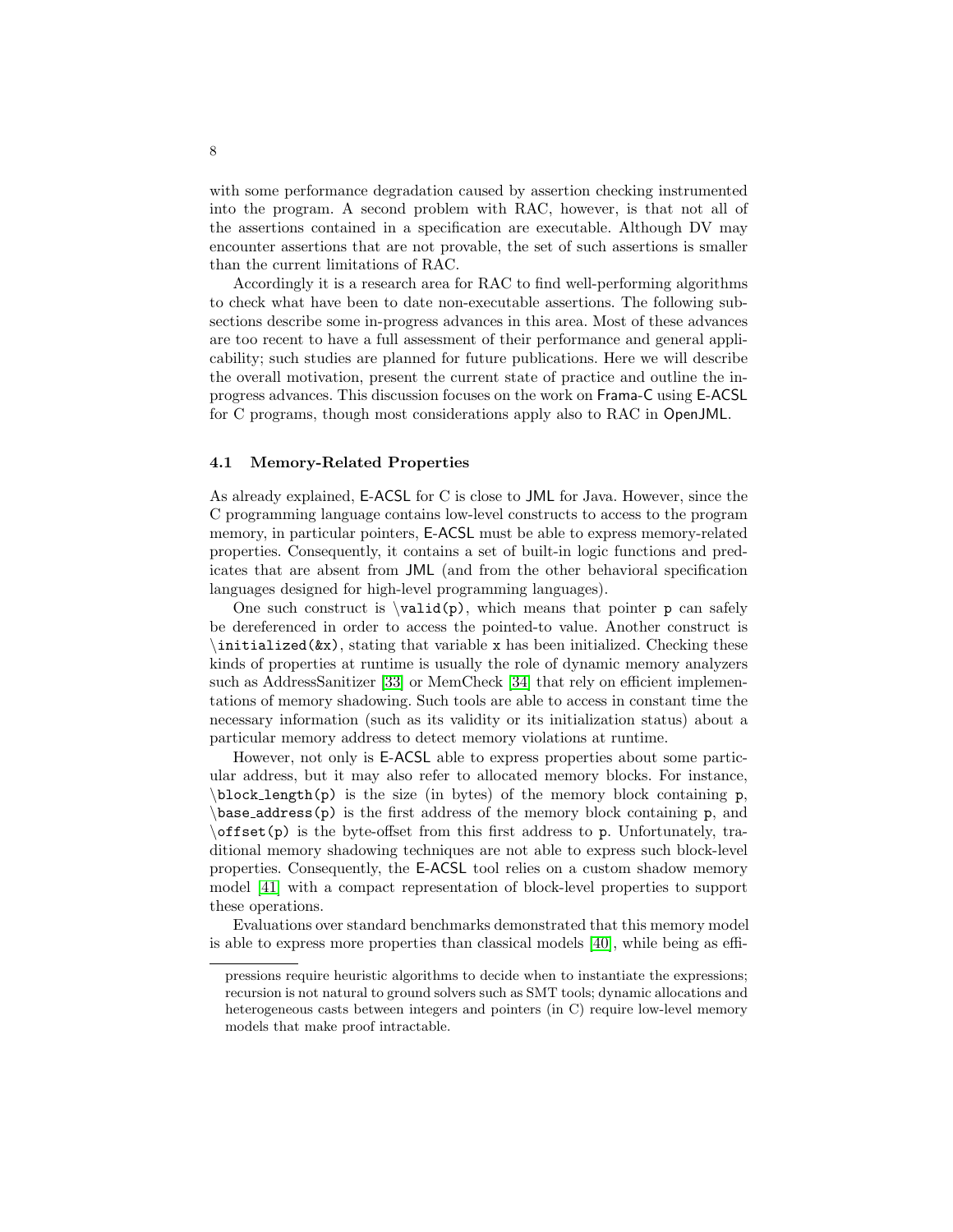with some performance degradation caused by assertion checking instrumented into the program. A second problem with RAC, however, is that not all of the assertions contained in a specification are executable. Although DV may encounter assertions that are not provable, the set of such assertions is smaller than the current limitations of RAC.

Accordingly it is a research area for RAC to find well-performing algorithms to check what have been to date non-executable assertions. The following subsections describe some in-progress advances in this area. Most of these advances are too recent to have a full assessment of their performance and general applicability; such studies are planned for future publications. Here we will describe the overall motivation, present the current state of practice and outline the in-progress advances. This discussion focuses on the work on Frama-C using E-ACSL for C programs, though most considerations apply also to RAC in OpenJML.

### 4.1 Memory-Related Properties

As already explained, E-ACSL for C is close to JML for Java. However, since the C programming language contains low-level constructs to access to the program memory, in particular pointers, E-ACSL must be able to express memory-related properties. Consequently, it contains a set of built-in logic functions and predicates that are absent from JML (and from the other behavioral specification languages designed for high-level programming languages).

One such construct is `\valid(p)`, which means that pointer `p` can safely be dereferenced in order to access the pointed-to value. Another construct is `\initialized(&x)`, stating that variable `x` has been initialized. Checking these kinds of properties at runtime is usually the role of dynamic memory analyzers such as AddressSanitizer [33] or MemCheck [34] that rely on efficient implementations of memory shadowing. Such tools are able to access in constant time the necessary information (such as its validity or its initialization status) about a particular memory address to detect memory violations at runtime.

However, not only is E-ACSL able to express properties about some particular address, but it may also refer to allocated memory blocks. For instance, `\block_length(p)` is the size (in bytes) of the memory block containing `p`, `\base_address(p)` is the first address of the memory block containing `p`, and `\offset(p)` is the byte-offset from this first address to `p`. Unfortunately, traditional memory shadowing techniques are not able to express such block-level properties. Consequently, the E-ACSL tool relies on a custom shadow memory model [41] with a compact representation of block-level properties to support these operations.

Evaluations over standard benchmarks demonstrated that this memory model is able to express more properties than classical models [40], while being as effi-

pressions require heuristic algorithms to decide when to instantiate the expressions; recursion is not natural to ground solvers such as SMT tools; dynamic allocations and heterogeneous casts between integers and pointers (in C) require low-level memory models that make proof intractable.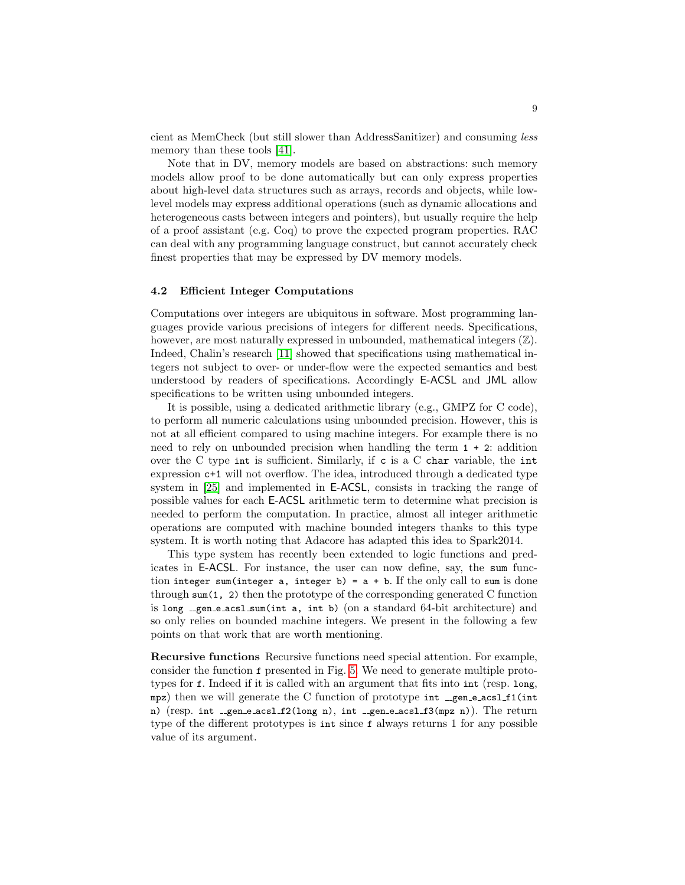cient as MemCheck (but still slower than AddressSanitizer) and consuming *less* memory than these tools [41].

Note that in DV, memory models are based on abstractions: such memory models allow proof to be done automatically but can only express properties about high-level data structures such as arrays, records and objects, while low-level models may express additional operations (such as dynamic allocations and heterogeneous casts between integers and pointers), but usually require the help of a proof assistant (e.g. Coq) to prove the expected program properties. RAC can deal with any programming language construct, but cannot accurately check finest properties that may be expressed by DV memory models.

### 4.2 Efficient Integer Computations

Computations over integers are ubiquitous in software. Most programming languages provide various precisions of integers for different needs. Specifications, however, are most naturally expressed in unbounded, mathematical integers ($\mathbb{Z}$). Indeed, Chalin's research [11] showed that specifications using mathematical integers not subject to over- or under-flow were the expected semantics and best understood by readers of specifications. Accordingly E-ACSL and JML allow specifications to be written using unbounded integers.

It is possible, using a dedicated arithmetic library (e.g., GMPZ for C code), to perform all numeric calculations using unbounded precision. However, this is not at all efficient compared to using machine integers. For example there is no need to rely on unbounded precision when handling the term `1 + 2`: addition over the C type `int` is sufficient. Similarly, if `c` is a C `char` variable, the `int` expression `c+1` will not overflow. The idea, introduced through a dedicated type system in [25] and implemented in E-ACSL, consists in tracking the range of possible values for each E-ACSL arithmetic term to determine what precision is needed to perform the computation. In practice, almost all integer arithmetic operations are computed with machine bounded integers thanks to this type system. It is worth noting that Adacore has adapted this idea to Spark2014.

This type system has recently been extended to logic functions and predicates in E-ACSL. For instance, the user can now define, say, the `sum` function `integer sum(integer a, integer b) = a + b`. If the only call to `sum` is done through `sum(1, 2)` then the prototype of the corresponding generated C function is `long __gen_e_acsl_sum(int a, int b)` (on a standard 64-bit architecture) and so only relies on bounded machine integers. We present in the following a few points on that work that are worth mentioning.

**Recursive functions** Recursive functions need special attention. For example, consider the function `f` presented in Fig. 5. We need to generate multiple prototypes for `f`. Indeed if it is called with an argument that fits into `int` (resp. `long`, `mpz`) then we will generate the C function of prototype `int __gen_e_acsl_f1(int n)` (resp. `int __gen_e_acsl_f2(long n)`, `int __gen_e_acsl_f3(mpz n)`). The return type of the different prototypes is `int` since `f` always returns 1 for any possible value of its argument.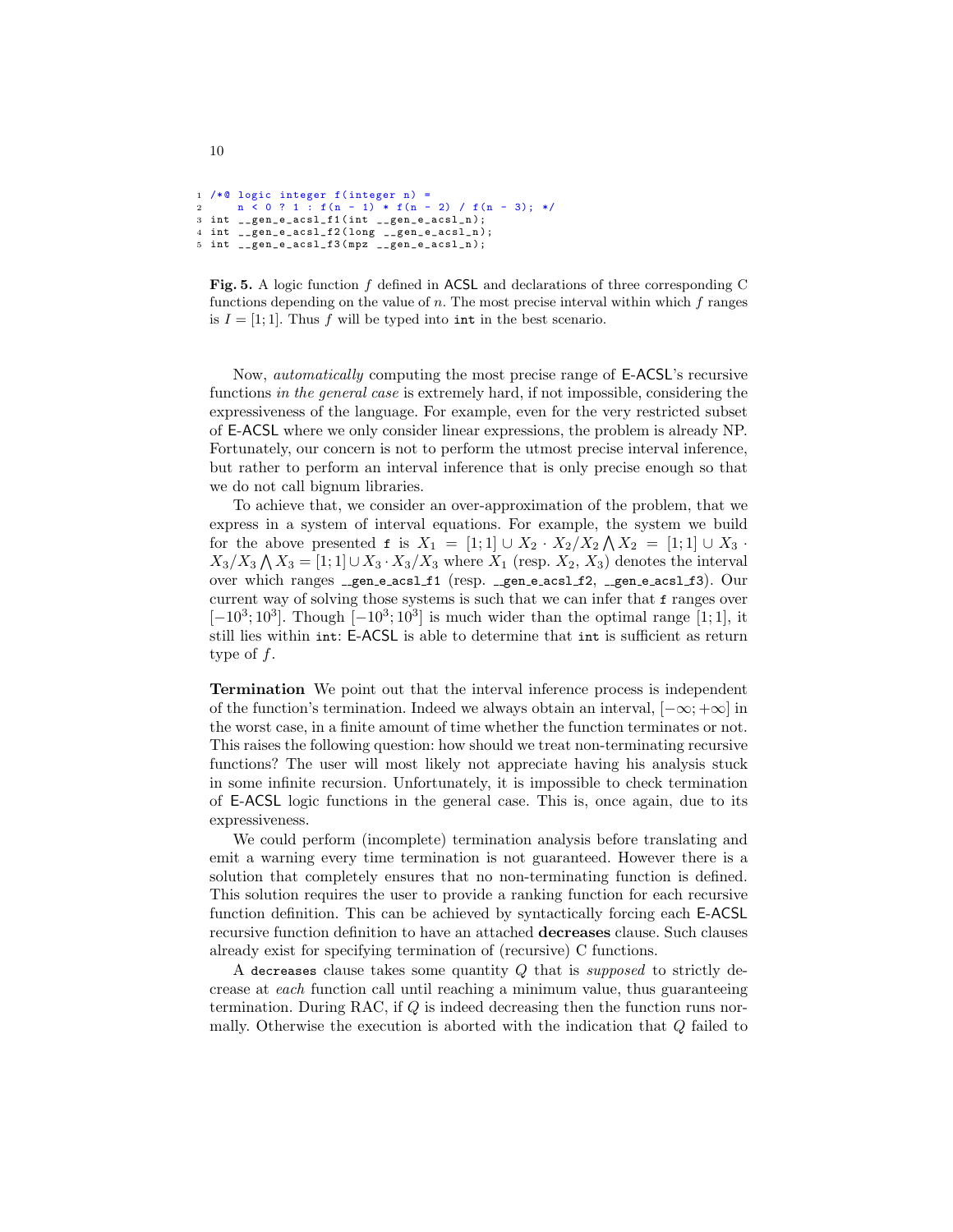```
1 /*@ logic integer f(integer n) =
2     n < 0 ? 1 : f(n - 1) * f(n - 2) / f(n - 3); */
3 int __gen_e_acsl_f1(int __gen_e_acsl_n);
4 int __gen_e_acsl_f2(long __gen_e_acsl_n);
5 int __gen_e_acsl_f3(mpz __gen_e_acsl_n);
```

**Fig. 5.** A logic function $f$ defined in ACSL and declarations of three corresponding C functions depending on the value of $n$. The most precise interval within which $f$ ranges is $I = [1; 1]$. Thus $f$ will be typed into `int` in the best scenario.

Now, *automatically* computing the most precise range of E-ACSL's recursive functions *in the general case* is extremely hard, if not impossible, considering the expressiveness of the language. For example, even for the very restricted subset of E-ACSL where we only consider linear expressions, the problem is already NP. Fortunately, our concern is not to perform the utmost precise interval inference, but rather to perform an interval inference that is only precise enough so that we do not call bignum libraries.

To achieve that, we consider an over-approximation of the problem, that we express in a system of interval equations. For example, the system we build for the above presented `f` is $X_1 = [1; 1] \cup X_2 \cdot X_2 / X_2 \bigwedge X_2 = [1; 1] \cup X_3 \cdot X_3 / X_3 \bigwedge X_3 = [1; 1] \cup X_3 \cdot X_3 / X_3$ where $X_1$ (resp. $X_2$, $X_3$) denotes the interval over which ranges `__gen_e_acsl_f1` (resp. `__gen_e_acsl_f2`, `__gen_e_acsl_f3`). Our current way of solving those systems is such that we can infer that `f` ranges over $[-10^3; 10^3]$. Though $[-10^3; 10^3]$ is much wider than the optimal range $[1; 1]$, it still lies within `int`: E-ACSL is able to determine that `int` is sufficient as return type of $f$.

**Termination** We point out that the interval inference process is independent of the function's termination. Indeed we always obtain an interval, $[-\infty; +\infty]$ in the worst case, in a finite amount of time whether the function terminates or not. This raises the following question: how should we treat non-terminating recursive functions? The user will most likely not appreciate having his analysis stuck in some infinite recursion. Unfortunately, it is impossible to check termination of E-ACSL logic functions in the general case. This is, once again, due to its expressiveness.

We could perform (incomplete) termination analysis before translating and emit a warning every time termination is not guaranteed. However there is a solution that completely ensures that no non-terminating function is defined. This solution requires the user to provide a ranking function for each recursive function definition. This can be achieved by syntactically forcing each E-ACSL recursive function definition to have an attached **decreases** clause. Such clauses already exist for specifying termination of (recursive) C functions.

A `decreases` clause takes some quantity $Q$ that is *supposed* to strictly decrease at *each* function call until reaching a minimum value, thus guaranteeing termination. During RAC, if $Q$ is indeed decreasing then the function runs normally. Otherwise the execution is aborted with the indication that $Q$ failed to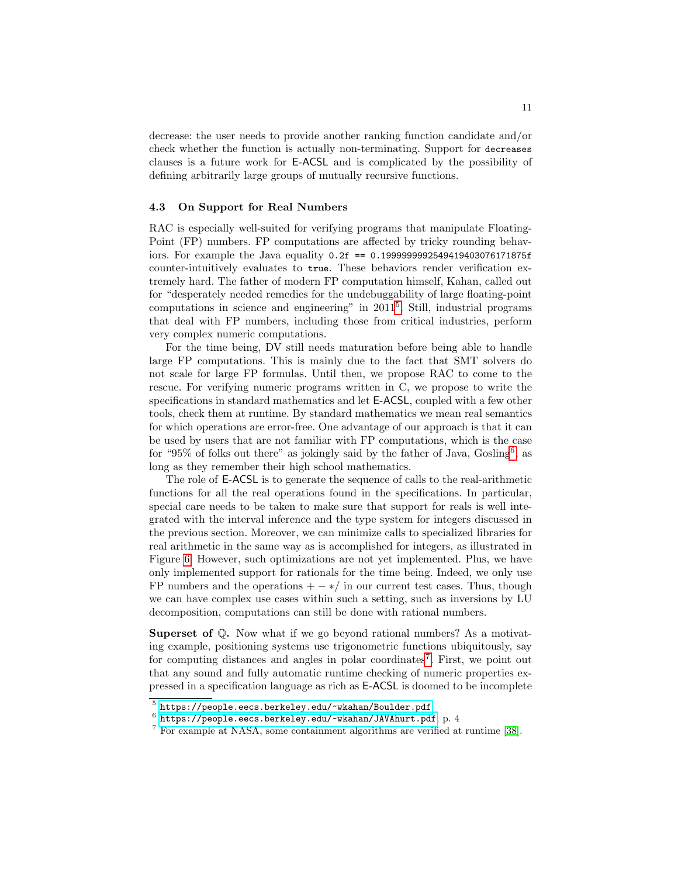decrease: the user needs to provide another ranking function candidate and/or check whether the function is actually non-terminating. Support for `decreases` clauses is a future work for E-ACSL and is complicated by the possibility of defining arbitrarily large groups of mutually recursive functions.

### 4.3 On Support for Real Numbers

RAC is especially well-suited for verifying programs that manipulate Floating-Point (FP) numbers. FP computations are affected by tricky rounding behaviors. For example the Java equality `0.2f == 0.199999999254941940307617187 5f` counter-intuitively evaluates to `true`. These behaviors render verification extremely hard. The father of modern FP computation himself, Kahan, called out for "desperately needed remedies for the undebuggability of large floating-point computations in science and engineering" in 2011[5]. Still, industrial programs that deal with FP numbers, including those from critical industries, perform very complex numeric computations.

For the time being, DV still needs maturation before being able to handle large FP computations. This is mainly due to the fact that SMT solvers do not scale for large FP formulas. Until then, we propose RAC to come to the rescue. For verifying numeric programs written in C, we propose to write the specifications in standard mathematics and let E-ACSL, coupled with a few other tools, check them at runtime. By standard mathematics we mean real semantics for which operations are error-free. One advantage of our approach is that it can be used by users that are not familiar with FP computations, which is the case for "95% of folks out there" as jokingly said by the father of Java, Gosling[6], as long as they remember their high school mathematics.

The role of E-ACSL is to generate the sequence of calls to the real-arithmetic functions for all the real operations found in the specifications. In particular, special care needs to be taken to make sure that support for reals is well integrated with the interval inference and the type system for integers discussed in the previous section. Moreover, we can minimize calls to specialized libraries for real arithmetic in the same way as is accomplished for integers, as illustrated in Figure 6. However, such optimizations are not yet implemented. Plus, we have only implemented support for rationals for the time being. Indeed, we only use FP numbers and the operations $+ - * /$ in our current test cases. Thus, though we can have complex use cases within such a setting, such as inversions by LU decomposition, computations can still be done with rational numbers.

**Superset of $\mathbb{Q}$.** Now what if we go beyond rational numbers? As a motivating example, positioning systems use trigonometric functions ubiquitously, say for computing distances and angles in polar coordinates[7]. First, we point out that any sound and fully automatic runtime checking of numeric properties expressed in a specification language as rich as E-ACSL is doomed to be incomplete

[5] https://people.eecs.berkeley.edu/~wkahan/Boulder.pdf

[6] https://people.eecs.berkeley.edu/~wkahan/JAVAhurt.pdf, p. 4

[7] For example at NASA, some containment algorithms are verified at runtime [38].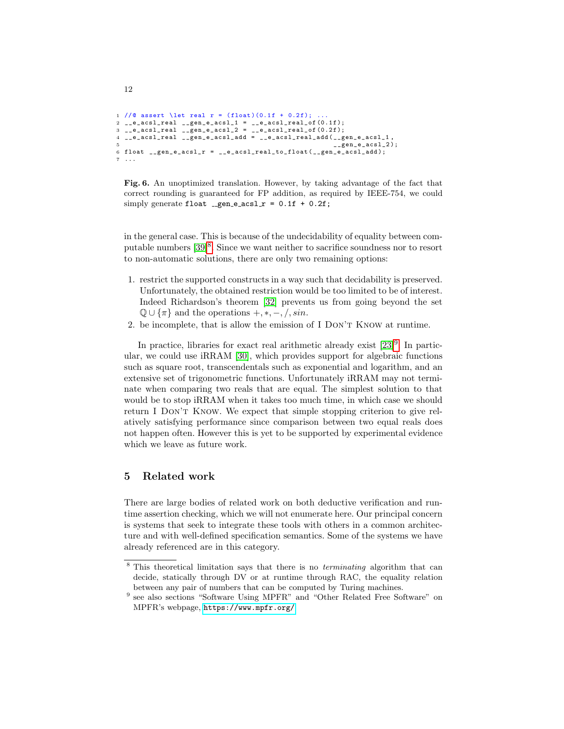```
1 //@ assert \let real r = (float)(0.1f + 0.2f); ...
2 __e_acsl_real __gen_e_acsl_1 = __e_acsl_real_of(0.1f);
3 __e_acsl_real __gen_e_acsl_2 = __e_acsl_real_of(0.2f);
4 __e_acsl_real __gen_e_acsl_add = __e_acsl_real_add(__gen_e_acsl_1,
5                                                     __gen_e_acsl_2);
6 float __gen_e_acsl_r = __e_acsl_real_to_float(__gen_e_acsl_add);
7 ...
```

**Fig. 6.** An unoptimized translation. However, by taking advantage of the fact that correct rounding is guaranteed for FP addition, as required by IEEE-754, we could simply generate `float __gen_e_acsl_r = 0.1f + 0.2f;`

in the general case. This is because of the undecidability of equality between computable numbers [39][8]. Since we want neither to sacrifice soundness nor to resort to non-automatic solutions, there are only two remaining options:

1. restrict the supported constructs in a way such that decidability is preserved. Unfortunately, the obtained restriction would be too limited to be of interest. Indeed Richardson's theorem [32] prevents us from going beyond the set $\mathbb{Q} \cup \{\pi\}$ and the operations $+, *, -, /, sin$.
2. be incomplete, that is allow the emission of I Don't Know at runtime.

In practice, libraries for exact real arithmetic already exist [23][9]. In particular, we could use iRRAM [30], which provides support for algebraic functions such as square root, transcendentals such as exponential and logarithm, and an extensive set of trigonometric functions. Unfortunately iRRAM may not terminate when comparing two reals that are equal. The simplest solution to that would be to stop iRRAM when it takes too much time, in which case we should return I Don't Know. We expect that simple stopping criterion to give relatively satisfying performance since comparison between two equal reals does not happen often. However this is yet to be supported by experimental evidence which we leave as future work.

## 5 Related work

There are large bodies of related work on both deductive verification and runtime assertion checking, which we will not enumerate here. Our principal concern is systems that seek to integrate these tools with others in a common architecture and with well-defined specification semantics. Some of the systems we have already referenced are in this category.

---

[8] This theoretical limitation says that there is no *terminating* algorithm that can decide, statically through DV or at runtime through RAC, the equality relation between any pair of numbers that can be computed by Turing machines.

[9] see also sections "Software Using MPFR" and "Other Related Free Software" on MPFR's webpage, https://www.mpfr.org/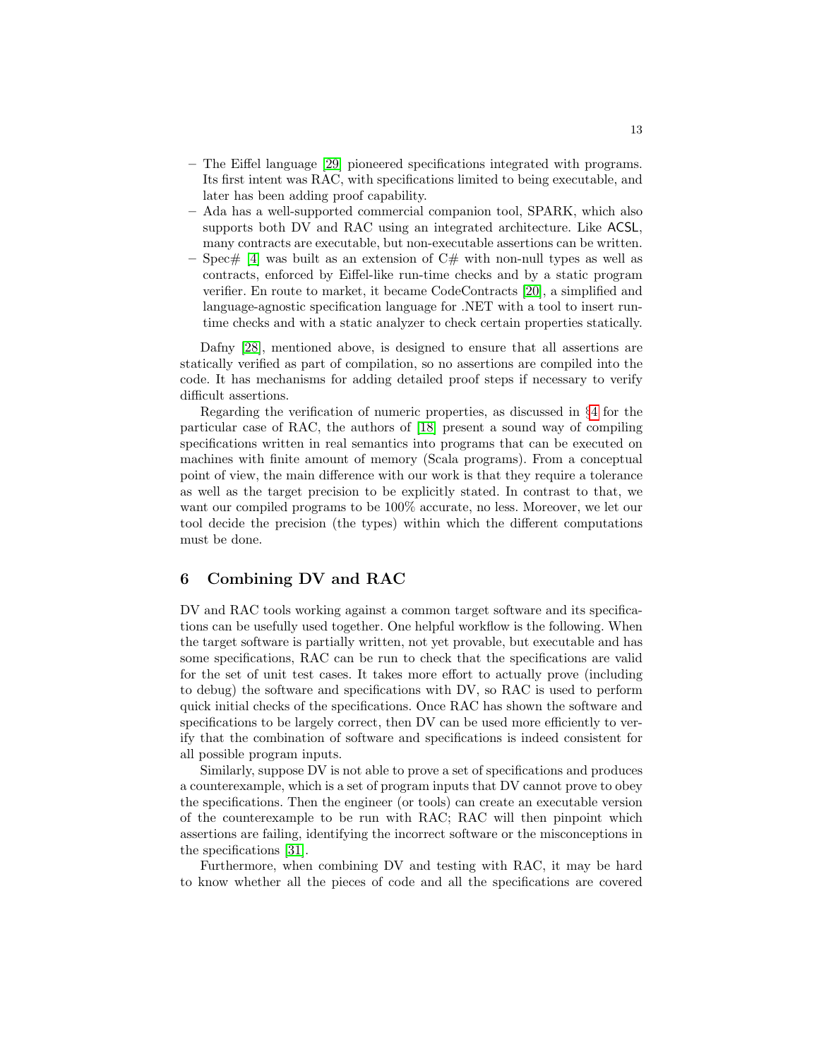- The Eiffel language [29] pioneered specifications integrated with programs. Its first intent was RAC, with specifications limited to being executable, and later has been adding proof capability.
- Ada has a well-supported commercial companion tool, SPARK, which also supports both DV and RAC using an integrated architecture. Like ACSL, many contracts are executable, but non-executable assertions can be written.
- Spec# [4] was built as an extension of C# with non-null types as well as contracts, enforced by Eiffel-like run-time checks and by a static program verifier. En route to market, it became CodeContracts [20], a simplified and language-agnostic specification language for .NET with a tool to insert run-time checks and with a static analyzer to check certain properties statically.

Dafny [28], mentioned above, is designed to ensure that all assertions are statically verified as part of compilation, so no assertions are compiled into the code. It has mechanisms for adding detailed proof steps if necessary to verify difficult assertions.

Regarding the verification of numeric properties, as discussed in §4 for the particular case of RAC, the authors of [18] present a sound way of compiling specifications written in real semantics into programs that can be executed on machines with finite amount of memory (Scala programs). From a conceptual point of view, the main difference with our work is that they require a tolerance as well as the target precision to be explicitly stated. In contrast to that, we want our compiled programs to be 100% accurate, no less. Moreover, we let our tool decide the precision (the types) within which the different computations must be done.

## 6 Combining DV and RAC

DV and RAC tools working against a common target software and its specifications can be usefully used together. One helpful workflow is the following. When the target software is partially written, not yet provable, but executable and has some specifications, RAC can be run to check that the specifications are valid for the set of unit test cases. It takes more effort to actually prove (including to debug) the software and specifications with DV, so RAC is used to perform quick initial checks of the specifications. Once RAC has shown the software and specifications to be largely correct, then DV can be used more efficiently to verify that the combination of software and specifications is indeed consistent for all possible program inputs.

Similarly, suppose DV is not able to prove a set of specifications and produces a counterexample, which is a set of program inputs that DV cannot prove to obey the specifications. Then the engineer (or tools) can create an executable version of the counterexample to be run with RAC; RAC will then pinpoint which assertions are failing, identifying the incorrect software or the misconceptions in the specifications [31].

Furthermore, when combining DV and testing with RAC, it may be hard to know whether all the pieces of code and all the specifications are covered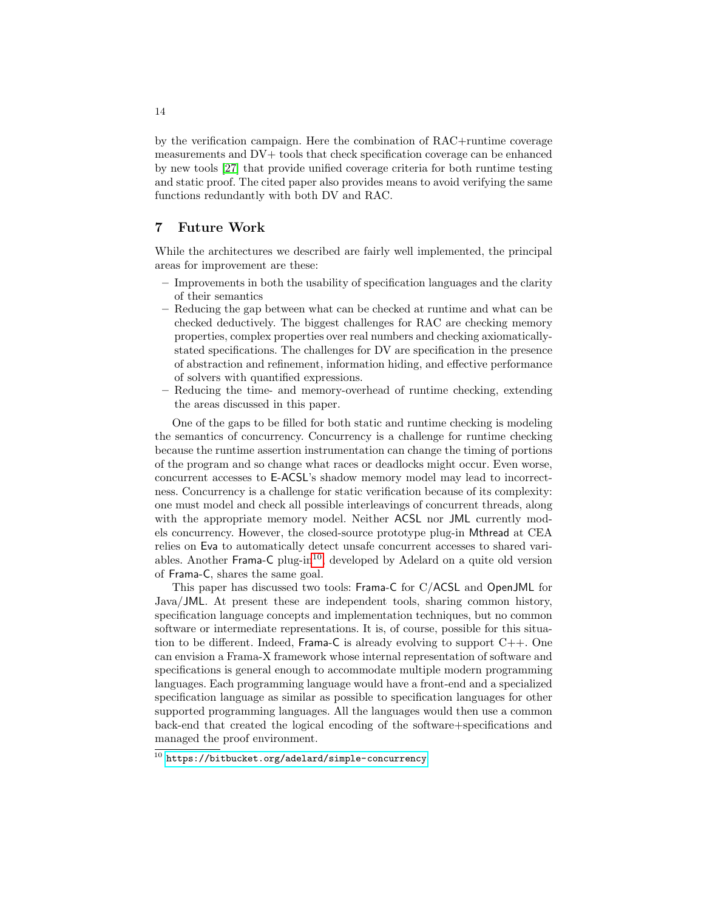by the verification campaign. Here the combination of RAC+runtime coverage measurements and DV+ tools that check specification coverage can be enhanced by new tools [27] that provide unified coverage criteria for both runtime testing and static proof. The cited paper also provides means to avoid verifying the same functions redundantly with both DV and RAC.

## 7 Future Work

While the architectures we described are fairly well implemented, the principal areas for improvement are these:

- Improvements in both the usability of specification languages and the clarity of their semantics
- Reducing the gap between what can be checked at runtime and what can be checked deductively. The biggest challenges for RAC are checking memory properties, complex properties over real numbers and checking axiomatically-stated specifications. The challenges for DV are specification in the presence of abstraction and refinement, information hiding, and effective performance of solvers with quantified expressions.
- Reducing the time- and memory-overhead of runtime checking, extending the areas discussed in this paper.

One of the gaps to be filled for both static and runtime checking is modeling the semantics of concurrency. Concurrency is a challenge for runtime checking because the runtime assertion instrumentation can change the timing of portions of the program and so change what races or deadlocks might occur. Even worse, concurrent accesses to E-ACSL's shadow memory model may lead to incorrectness. Concurrency is a challenge for static verification because of its complexity: one must model and check all possible interleavings of concurrent threads, along with the appropriate memory model. Neither ACSL nor JML currently models concurrency. However, the closed-source prototype plug-in Mthread at CEA relies on Eva to automatically detect unsafe concurrent accesses to shared variables. Another Frama-C plug-in[10], developed by Adelard on a quite old version of Frama-C, shares the same goal.

This paper has discussed two tools: Frama-C for C/ACSL and OpenJML for Java/JML. At present these are independent tools, sharing common history, specification language concepts and implementation techniques, but no common software or intermediate representations. It is, of course, possible for this situation to be different. Indeed, Frama-C is already evolving to support C++. One can envision a Frama-X framework whose internal representation of software and specifications is general enough to accommodate multiple modern programming languages. Each programming language would have a front-end and a specialized specification language as similar as possible to specification languages for other supported programming languages. All the languages would then use a common back-end that created the logical encoding of the software+specifications and managed the proof environment.

[10] https://bitbucket.org/adelard/simple-concurrency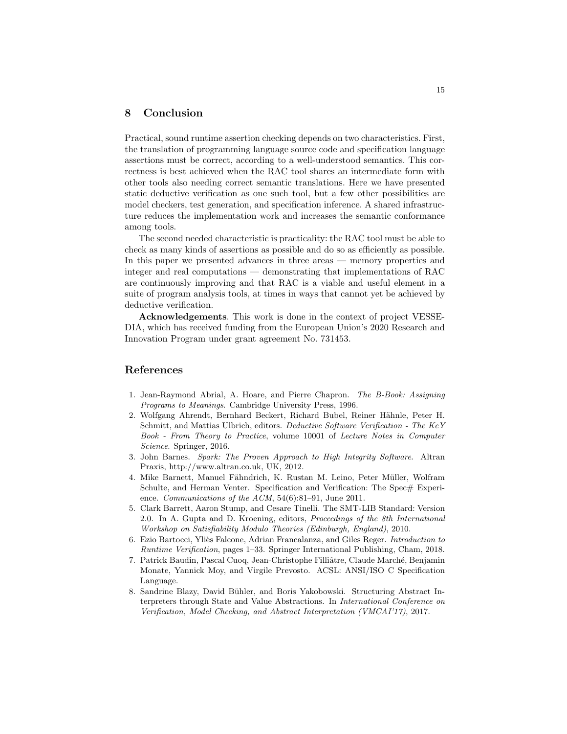## 8 Conclusion

Practical, sound runtime assertion checking depends on two characteristics. First, the translation of programming language source code and specification language assertions must be correct, according to a well-understood semantics. This correctness is best achieved when the RAC tool shares an intermediate form with other tools also needing correct semantic translations. Here we have presented static deductive verification as one such tool, but a few other possibilities are model checkers, test generation, and specification inference. A shared infrastructure reduces the implementation work and increases the semantic conformance among tools.

The second needed characteristic is practicality: the RAC tool must be able to check as many kinds of assertions as possible and do so as efficiently as possible. In this paper we presented advances in three areas — memory properties and integer and real computations — demonstrating that implementations of RAC are continuously improving and that RAC is a viable and useful element in a suite of program analysis tools, at times in ways that cannot yet be achieved by deductive verification.

**Acknowledgements**. This work is done in the context of project VESSEDIA, which has received funding from the European Union's 2020 Research and Innovation Program under grant agreement No. 731453.

## References

1. Jean-Raymond Abrial, A. Hoare, and Pierre Chapron. *The B-Book: Assigning Programs to Meanings*. Cambridge University Press, 1996.
2. Wolfgang Ahrendt, Bernhard Beckert, Richard Bubel, Reiner Hähnle, Peter H. Schmitt, and Mattias Ulbrich, editors. *Deductive Software Verification - The KeY Book - From Theory to Practice*, volume 10001 of *Lecture Notes in Computer Science*. Springer, 2016.
3. John Barnes. *Spark: The Proven Approach to High Integrity Software*. Altran Praxis, http://www.altran.co.uk, UK, 2012.
4. Mike Barnett, Manuel Fähndrich, K. Rustan M. Leino, Peter Müller, Wolfram Schulte, and Herman Venter. Specification and Verification: The Spec# Experience. *Communications of the ACM*, 54(6):81–91, June 2011.
5. Clark Barrett, Aaron Stump, and Cesare Tinelli. The SMT-LIB Standard: Version 2.0. In A. Gupta and D. Kroening, editors, *Proceedings of the 8th International Workshop on Satisfiability Modulo Theories (Edinburgh, England)*, 2010.
6. Ezio Bartocci, Yliès Falcone, Adrian Francalanza, and Giles Reger. *Introduction to Runtime Verification*, pages 1–33. Springer International Publishing, Cham, 2018.
7. Patrick Baudin, Pascal Cuoq, Jean-Christophe Filliâtre, Claude Marché, Benjamin Monate, Yannick Moy, and Virgile Prevosto. ACSL: ANSI/ISO C Specification Language.
8. Sandrine Blazy, David Bühler, and Boris Yakobowski. Structuring Abstract Interpreters through State and Value Abstractions. In *International Conference on Verification, Model Checking, and Abstract Interpretation (VMCAI'17)*, 2017.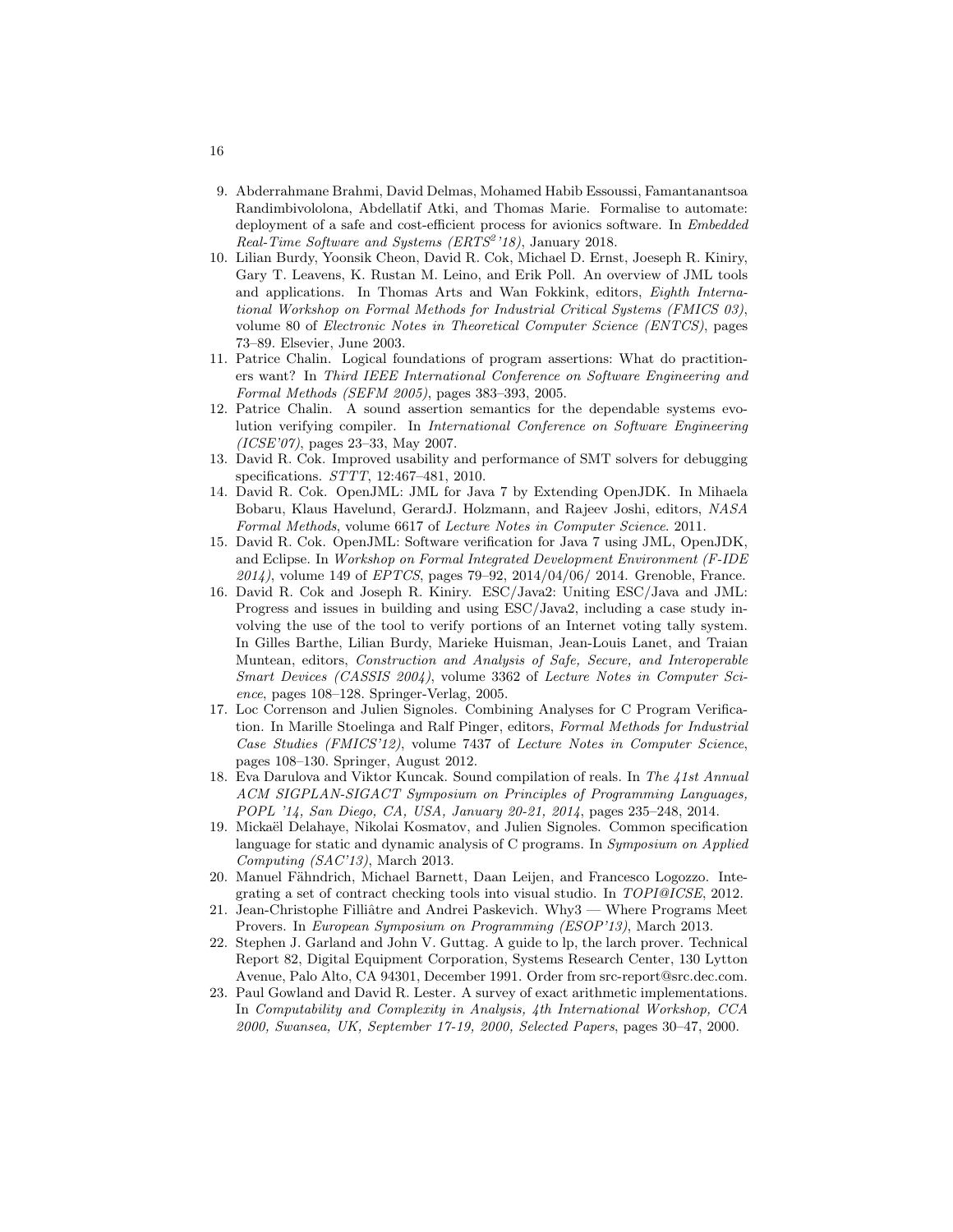9. Abderrahmane Brahmi, David Delmas, Mohamed Habib Essoussi, Famantanantsoa Randimbivololona, Abdellatif Atki, and Thomas Marie. Formalise to automate: deployment of a safe and cost-efficient process for avionics software. In *Embedded Real-Time Software and Systems (ERTS$^2$'18)*, January 2018.
10. Lilian Burdy, Yoonsik Cheon, David R. Cok, Michael D. Ernst, Joeseph R. Kiniry, Gary T. Leavens, K. Rustan M. Leino, and Erik Poll. An overview of JML tools and applications. In Thomas Arts and Wan Fokkink, editors, *Eighth International Workshop on Formal Methods for Industrial Critical Systems (FMICS 03)*, volume 80 of *Electronic Notes in Theoretical Computer Science (ENTCS)*, pages 73–89. Elsevier, June 2003.
11. Patrice Chalin. Logical foundations of program assertions: What do practitioners want? In *Third IEEE International Conference on Software Engineering and Formal Methods (SEFM 2005)*, pages 383–393, 2005.
12. Patrice Chalin. A sound assertion semantics for the dependable systems evolution verifying compiler. In *International Conference on Software Engineering (ICSE'07)*, pages 23–33, May 2007.
13. David R. Cok. Improved usability and performance of SMT solvers for debugging specifications. *STTT*, 12:467–481, 2010.
14. David R. Cok. OpenJML: JML for Java 7 by Extending OpenJDK. In Mihaela Bobaru, Klaus Havelund, GerardJ. Holzmann, and Rajeev Joshi, editors, *NASA Formal Methods*, volume 6617 of *Lecture Notes in Computer Science*. 2011.
15. David R. Cok. OpenJML: Software verification for Java 7 using JML, OpenJDK, and Eclipse. In *Workshop on Formal Integrated Development Environment (F-IDE 2014)*, volume 149 of *EPTCS*, pages 79–92, 2014/04/06/ 2014. Grenoble, France.
16. David R. Cok and Joseph R. Kiniry. ESC/Java2: Uniting ESC/Java and JML: Progress and issues in building and using ESC/Java2, including a case study involving the use of the tool to verify portions of an Internet voting tally system. In Gilles Barthe, Lilian Burdy, Marieke Huisman, Jean-Louis Lanet, and Traian Muntean, editors, *Construction and Analysis of Safe, Secure, and Interoperable Smart Devices (CASSIS 2004)*, volume 3362 of *Lecture Notes in Computer Science*, pages 108–128. Springer-Verlag, 2005.
17. Loc Correnson and Julien Signoles. Combining Analyses for C Program Verification. In Marille Stoelinga and Ralf Pinger, editors, *Formal Methods for Industrial Case Studies (FMICS'12)*, volume 7437 of *Lecture Notes in Computer Science*, pages 108–130. Springer, August 2012.
18. Eva Darulova and Viktor Kuncak. Sound compilation of reals. In *The 41st Annual ACM SIGPLAN-SIGACT Symposium on Principles of Programming Languages, POPL '14, San Diego, CA, USA, January 20-21, 2014*, pages 235–248, 2014.
19. Mickaël Delahaye, Nikolai Kosmatov, and Julien Signoles. Common specification language for static and dynamic analysis of C programs. In *Symposium on Applied Computing (SAC'13)*, March 2013.
20. Manuel Fähndrich, Michael Barnett, Daan Leijen, and Francesco Logozzo. Integrating a set of contract checking tools into visual studio. In *TOPI@ICSE*, 2012.
21. Jean-Christophe Filliâtre and Andrei Paskevich. Why3 — Where Programs Meet Provers. In *European Symposium on Programming (ESOP'13)*, March 2013.
22. Stephen J. Garland and John V. Guttag. A guide to lp, the larch prover. Technical Report 82, Digital Equipment Corporation, Systems Research Center, 130 Lytton Avenue, Palo Alto, CA 94301, December 1991. Order from src-report@src.dec.com.
23. Paul Gowland and David R. Lester. A survey of exact arithmetic implementations. In *Computability and Complexity in Analysis, 4th International Workshop, CCA 2000, Swansea, UK, September 17-19, 2000, Selected Papers*, pages 30–47, 2000.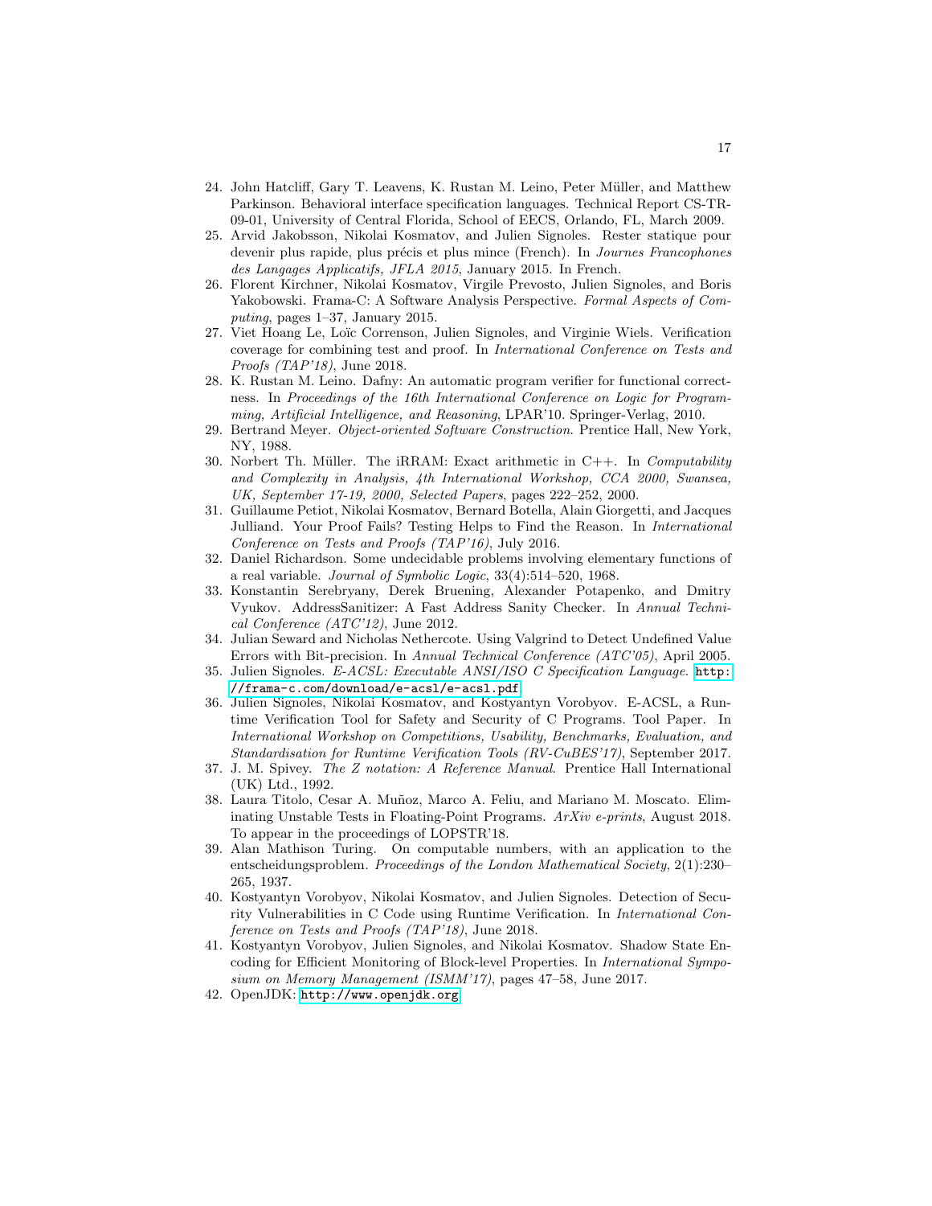24. John Hatcliff, Gary T. Leavens, K. Rustan M. Leino, Peter Müller, and Matthew Parkinson. Behavioral interface specification languages. Technical Report CS-TR-09-01, University of Central Florida, School of EECS, Orlando, FL, March 2009.
25. Arvid Jakobsson, Nikolai Kosmatov, and Julien Signoles. Rester statique pour devenir plus rapide, plus précis et plus mince (French). In *Journes Francophones des Langages Applicatifs, JFLA 2015*, January 2015. In French.
26. Florent Kirchner, Nikolai Kosmatov, Virgile Prevosto, Julien Signoles, and Boris Yakobowski. Frama-C: A Software Analysis Perspective. *Formal Aspects of Computing*, pages 1–37, January 2015.
27. Viet Hoang Le, Loïc Correnson, Julien Signoles, and Virginie Wiels. Verification coverage for combining test and proof. In *International Conference on Tests and Proofs (TAP'18)*, June 2018.
28. K. Rustan M. Leino. Dafny: An automatic program verifier for functional correctness. In *Proceedings of the 16th International Conference on Logic for Programming, Artificial Intelligence, and Reasoning*, LPAR'10. Springer-Verlag, 2010.
29. Bertrand Meyer. *Object-oriented Software Construction*. Prentice Hall, New York, NY, 1988.
30. Norbert Th. Müller. The iRRAM: Exact arithmetic in C++. In *Computability and Complexity in Analysis, 4th International Workshop, CCA 2000, Swansea, UK, September 17-19, 2000, Selected Papers*, pages 222–252, 2000.
31. Guillaume Petiot, Nikolai Kosmatov, Bernard Botella, Alain Giorgetti, and Jacques Julliand. Your Proof Fails? Testing Helps to Find the Reason. In *International Conference on Tests and Proofs (TAP'16)*, July 2016.
32. Daniel Richardson. Some undecidable problems involving elementary functions of a real variable. *Journal of Symbolic Logic*, 33(4):514–520, 1968.
33. Konstantin Serebryany, Derek Bruening, Alexander Potapenko, and Dmitry Vyukov. AddressSanitizer: A Fast Address Sanity Checker. In *Annual Technical Conference (ATC'12)*, June 2012.
34. Julian Seward and Nicholas Nethercote. Using Valgrind to Detect Undefined Value Errors with Bit-precision. In *Annual Technical Conference (ATC'05)*, April 2005.
35. Julien Signoles. *E-ACSL: Executable ANSI/ISO C Specification Language*. http://frama-c.com/download/e-acsl/e-acsl.pdf.
36. Julien Signoles, Nikolai Kosmatov, and Kostyantyn Vorobyov. E-ACSL, a Runtime Verification Tool for Safety and Security of C Programs. Tool Paper. In *International Workshop on Competitions, Usability, Benchmarks, Evaluation, and Standardisation for Runtime Verification Tools (RV-CuBES'17)*, September 2017.
37. J. M. Spivey. *The Z notation: A Reference Manual*. Prentice Hall International (UK) Ltd., 1992.
38. Laura Titolo, Cesar A. Muñoz, Marco A. Feliu, and Mariano M. Moscato. Eliminating Unstable Tests in Floating-Point Programs. *ArXiv e-prints*, August 2018. To appear in the proceedings of LOPSTR'18.
39. Alan Mathison Turing. On computable numbers, with an application to the entscheidungsproblem. *Proceedings of the London Mathematical Society*, 2(1):230–265, 1937.
40. Kostyantyn Vorobyov, Nikolai Kosmatov, and Julien Signoles. Detection of Security Vulnerabilities in C Code using Runtime Verification. In *International Conference on Tests and Proofs (TAP'18)*, June 2018.
41. Kostyantyn Vorobyov, Julien Signoles, and Nikolai Kosmatov. Shadow State Encoding for Efficient Monitoring of Block-level Properties. In *International Symposium on Memory Management (ISMM'17)*, pages 47–58, June 2017.
42. OpenJDK: http://www.openjdk.org